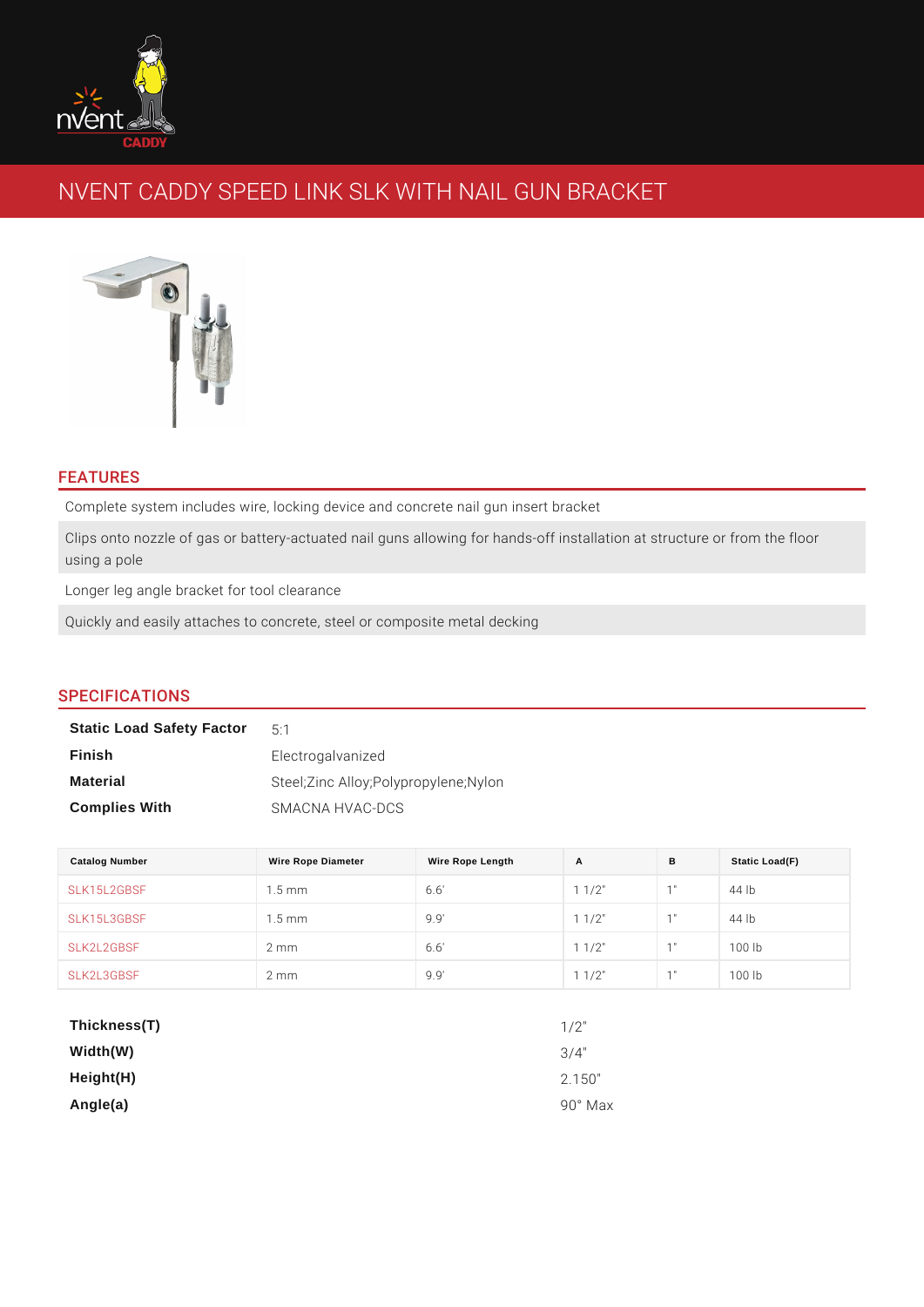# NVENT CADDY SPEED LINK SLK WITH NAIL GUN BRACKET

## FEATURES

Complete system includes wire, locking device and concrete nail gun insert bracket

Clips onto nozzle of gas or battery-actuated nail guns allowing for hands-off installation at structure or from the floor using a pole

Longer leg angle bracket for tool clearance

Quickly and easily attaches to concrete, steel or composite metal decking

## SPECIFICATIONS

| | |
|---|---|
| **Static Load Safety Factor** | 5:1 |
| **Finish** | Electrogalvanized |
| **Material** | Steel;Zinc Alloy;Polypropylene;Nylon |
| **Complies With** | SMACNA HVAC-DCS |

| Catalog Number | Wire Rope Diameter | Wire Rope Length | A | B | Static Load(F) |
|---|---|---|---|---|---|
| SLK15L2GBSF | 1.5 mm | 6.6' | 1 1/2" | 1" | 44 lb |
| SLK15L3GBSF | 1.5 mm | 9.9' | 1 1/2" | 1" | 44 lb |
| SLK2L2GBSF | 2 mm | 6.6' | 1 1/2" | 1" | 100 lb |
| SLK2L3GBSF | 2 mm | 9.9' | 1 1/2" | 1" | 100 lb |

| | |
|---|---|
| **Thickness(T)** | 1/2" |
| **Width(W)** | 3/4" |
| **Height(H)** | 2.150" |
| **Angle(a)** | 90° Max |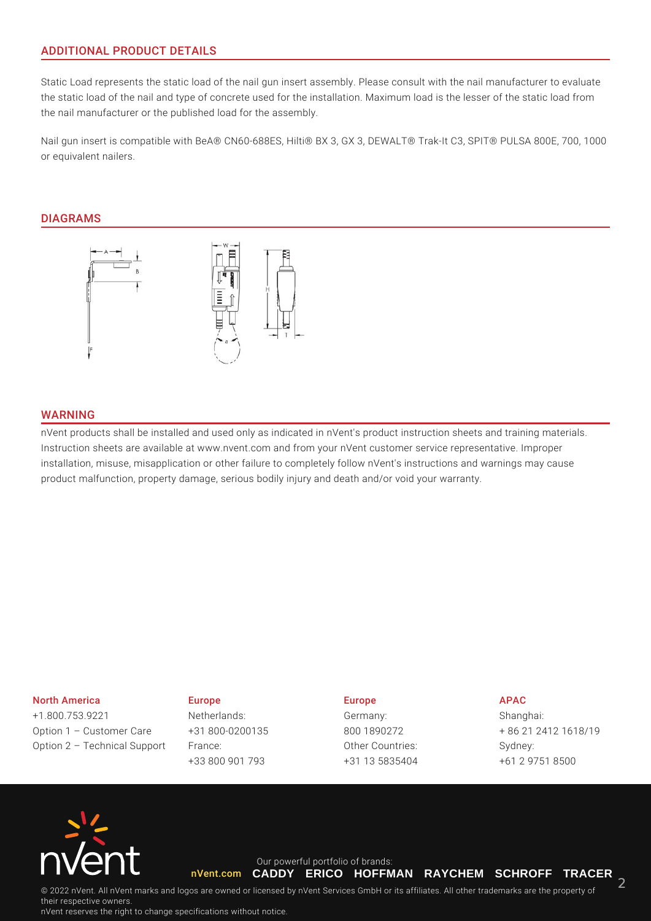## ADDITIONAL PRODUCT DETAILS

Static Load represents the static load of the nail gun insert assembly. Please consult with the nail manufacturer to evaluate the static load of the nail and type of concrete used for the installation. Maximum load is the lesser of the static load from the nail manufacturer or the published load for the assembly.

Nail gun insert is compatible with BeA® CN60-688ES, Hilti® BX 3, GX 3, DEWALT® Trak-It C3, SPIT® PULSA 800E, 700, 1000 or equivalent nailers.

## DIAGRAMS

A
B
F
W
H
T
a

## WARNING

nVent products shall be installed and used only as indicated in nVent's product instruction sheets and training materials. Instruction sheets are available at www.nvent.com and from your nVent customer service representative. Improper installation, misuse, misapplication or other failure to completely follow nVent's instructions and warnings may cause product malfunction, property damage, serious bodily injury and death and/or void your warranty.

**North America**
+1.800.753.9221
Option 1 – Customer Care
Option 2 – Technical Support

**Europe**
Netherlands:
+31 800-0200135
France:
+33 800 901 793

**Europe**
Germany:
800 1890272
Other Countries:
+31 13 5835404

**APAC**
Shanghai:
+ 86 21 2412 1618/19
Sydney:
+61 2 9751 8500

Our powerful portfolio of brands:
nVent.com CADDY ERICO HOFFMAN RAYCHEM SCHROFF TRACER

© 2022 nVent. All nVent marks and logos are owned or licensed by nVent Services GmbH or its affiliates. All other trademarks are the property of their respective owners.
nVent reserves the right to change specifications without notice.